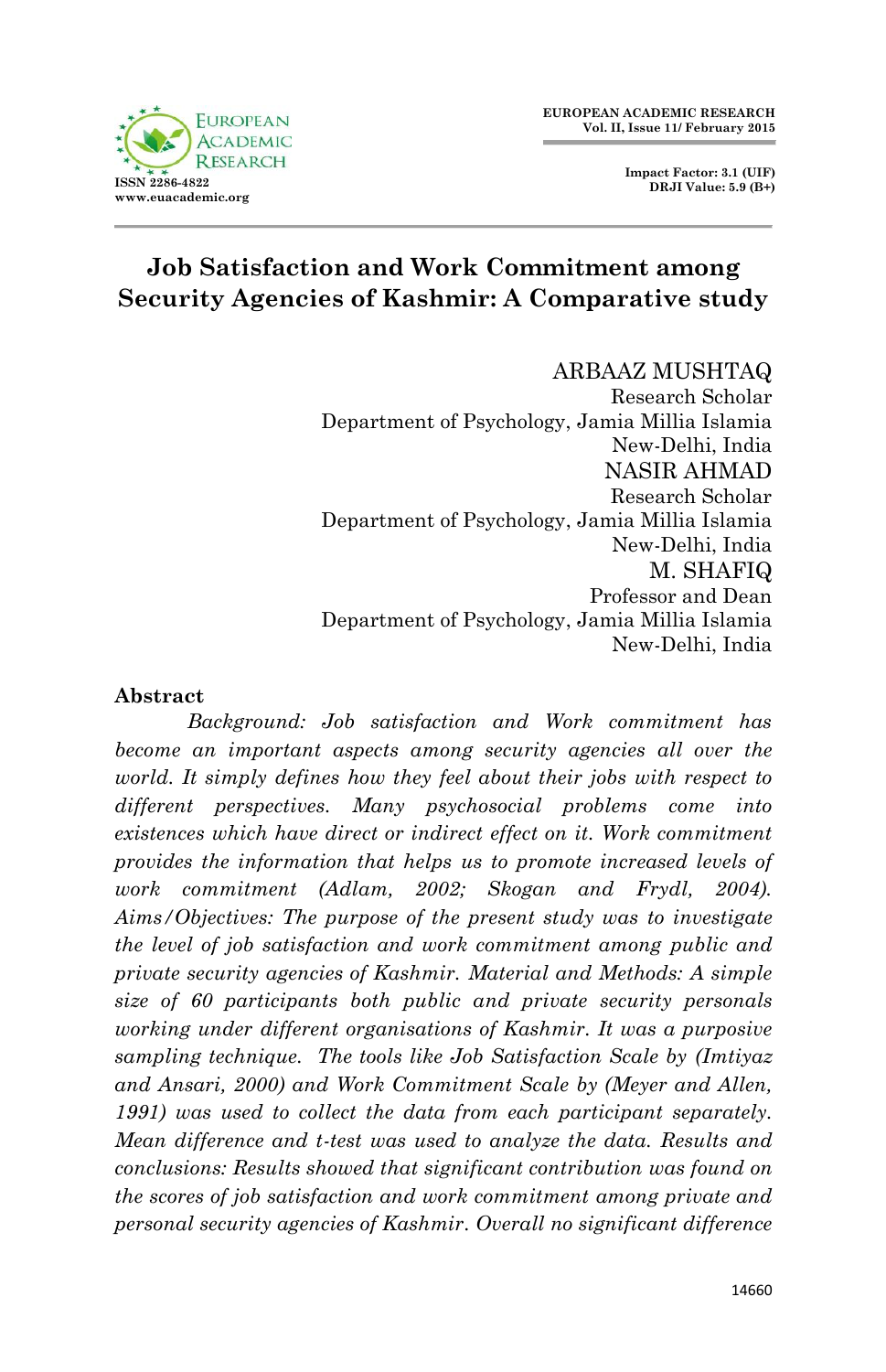# Job Satisfaction and Work Commitment among Security Agencies of Kashmir: A Comparative study

ARBAAZ MUSHTAQ
Research Scholar
Department of Psychology, Jamia Millia Islamia
New-Delhi, India

NASIR AHMAD
Research Scholar
Department of Psychology, Jamia Millia Islamia
New-Delhi, India

M. SHAFIQ
Professor and Dean
Department of Psychology, Jamia Millia Islamia
New-Delhi, India

## Abstract

*Background: Job satisfaction and Work commitment has become an important aspects among security agencies all over the world. It simply defines how they feel about their jobs with respect to different perspectives. Many psychosocial problems come into existences which have direct or indirect effect on it. Work commitment provides the information that helps us to promote increased levels of work commitment (Adlam, 2002; Skogan and Frydl, 2004). Aims/Objectives: The purpose of the present study was to investigate the level of job satisfaction and work commitment among public and private security agencies of Kashmir. Material and Methods: A simple size of 60 participants both public and private security personals working under different organisations of Kashmir. It was a purposive sampling technique. The tools like Job Satisfaction Scale by (Imtiyaz and Ansari, 2000) and Work Commitment Scale by (Meyer and Allen, 1991) was used to collect the data from each participant separately. Mean difference and t-test was used to analyze the data. Results and conclusions: Results showed that significant contribution was found on the scores of job satisfaction and work commitment among private and personal security agencies of Kashmir. Overall no significant difference*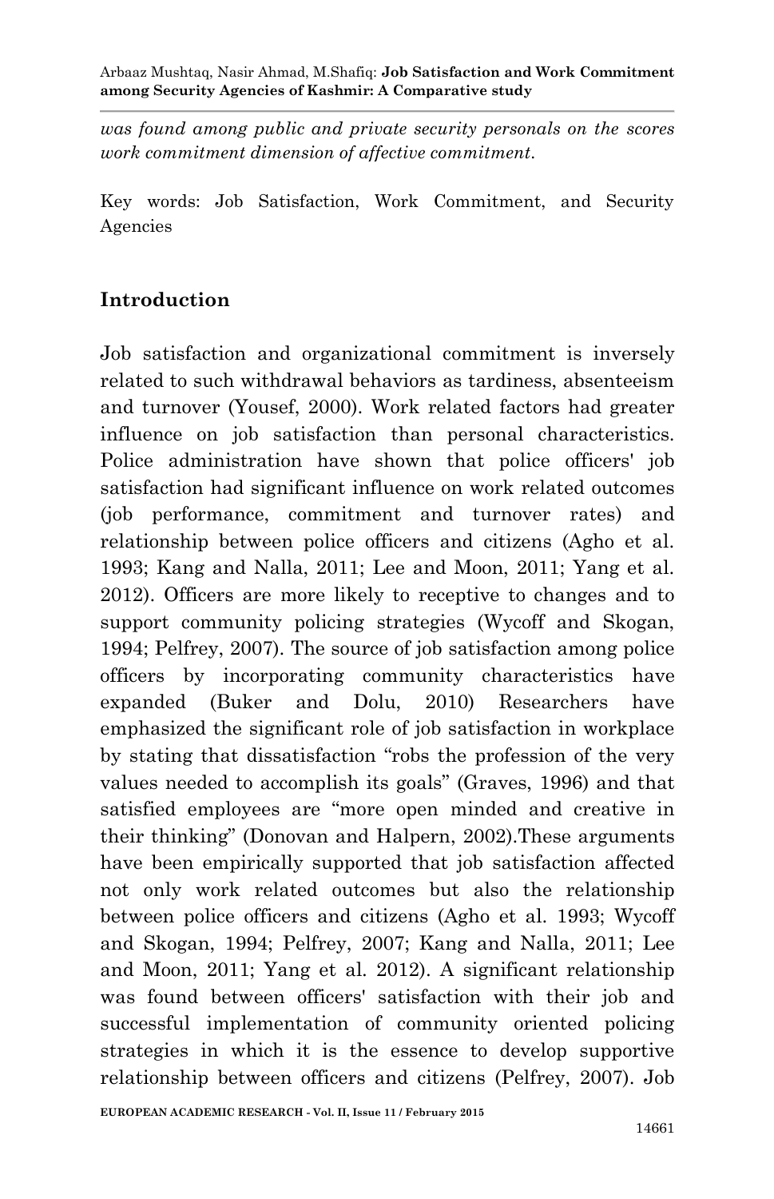*was found among public and private security personals on the scores work commitment dimension of affective commitment.*

Key words: Job Satisfaction, Work Commitment, and Security Agencies

## Introduction

Job satisfaction and organizational commitment is inversely related to such withdrawal behaviors as tardiness, absenteeism and turnover (Yousef, 2000). Work related factors had greater influence on job satisfaction than personal characteristics. Police administration have shown that police officers' job satisfaction had significant influence on work related outcomes (job performance, commitment and turnover rates) and relationship between police officers and citizens (Agho et al. 1993; Kang and Nalla, 2011; Lee and Moon, 2011; Yang et al. 2012). Officers are more likely to receptive to changes and to support community policing strategies (Wycoff and Skogan, 1994; Pelfrey, 2007). The source of job satisfaction among police officers by incorporating community characteristics have expanded (Buker and Dolu, 2010) Researchers have emphasized the significant role of job satisfaction in workplace by stating that dissatisfaction "robs the profession of the very values needed to accomplish its goals" (Graves, 1996) and that satisfied employees are "more open minded and creative in their thinking" (Donovan and Halpern, 2002).These arguments have been empirically supported that job satisfaction affected not only work related outcomes but also the relationship between police officers and citizens (Agho et al. 1993; Wycoff and Skogan, 1994; Pelfrey, 2007; Kang and Nalla, 2011; Lee and Moon, 2011; Yang et al. 2012). A significant relationship was found between officers' satisfaction with their job and successful implementation of community oriented policing strategies in which it is the essence to develop supportive relationship between officers and citizens (Pelfrey, 2007). Job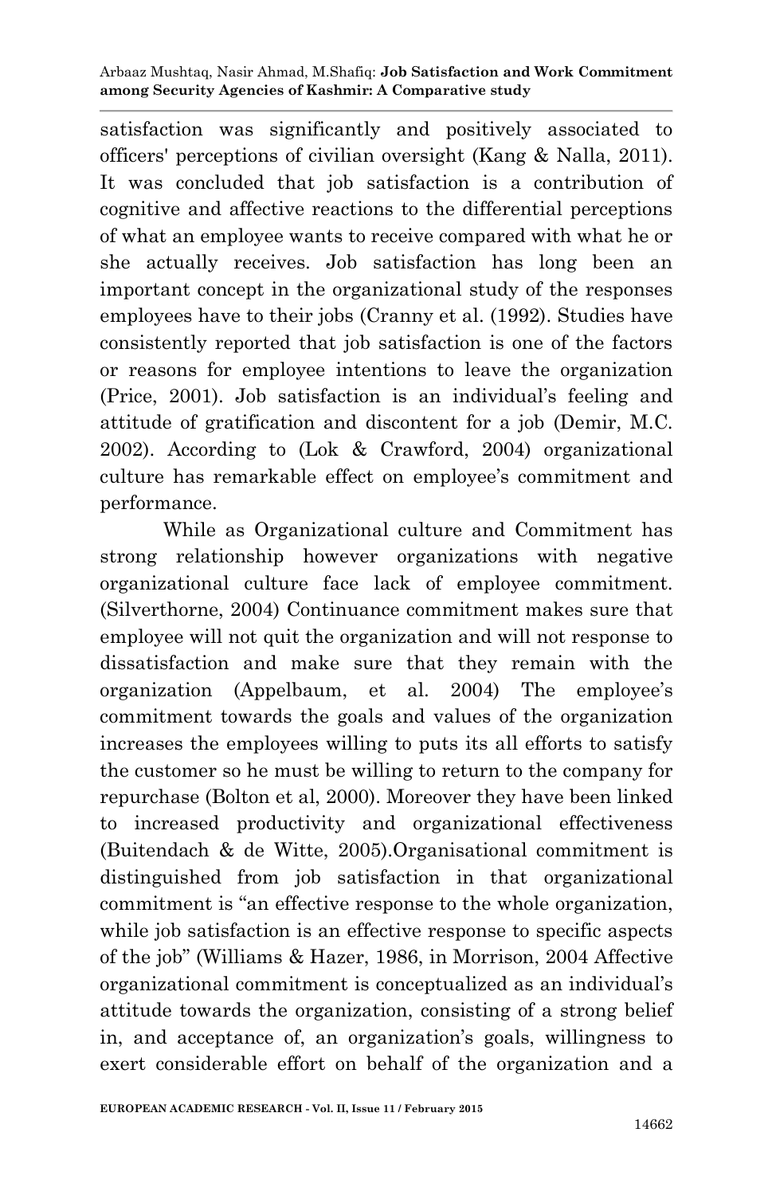satisfaction was significantly and positively associated to officers' perceptions of civilian oversight (Kang & Nalla, 2011). It was concluded that job satisfaction is a contribution of cognitive and affective reactions to the differential perceptions of what an employee wants to receive compared with what he or she actually receives. Job satisfaction has long been an important concept in the organizational study of the responses employees have to their jobs (Cranny et al. (1992). Studies have consistently reported that job satisfaction is one of the factors or reasons for employee intentions to leave the organization (Price, 2001). Job satisfaction is an individual's feeling and attitude of gratification and discontent for a job (Demir, M.C. 2002). According to (Lok & Crawford, 2004) organizational culture has remarkable effect on employee's commitment and performance.

While as Organizational culture and Commitment has strong relationship however organizations with negative organizational culture face lack of employee commitment. (Silverthorne, 2004) Continuance commitment makes sure that employee will not quit the organization and will not response to dissatisfaction and make sure that they remain with the organization (Appelbaum, et al. 2004) The employee's commitment towards the goals and values of the organization increases the employees willing to puts its all efforts to satisfy the customer so he must be willing to return to the company for repurchase (Bolton et al, 2000). Moreover they have been linked to increased productivity and organizational effectiveness (Buitendach & de Witte, 2005).Organisational commitment is distinguished from job satisfaction in that organizational commitment is "an effective response to the whole organization, while job satisfaction is an effective response to specific aspects of the job" (Williams & Hazer, 1986, in Morrison, 2004 Affective organizational commitment is conceptualized as an individual's attitude towards the organization, consisting of a strong belief in, and acceptance of, an organization's goals, willingness to exert considerable effort on behalf of the organization and a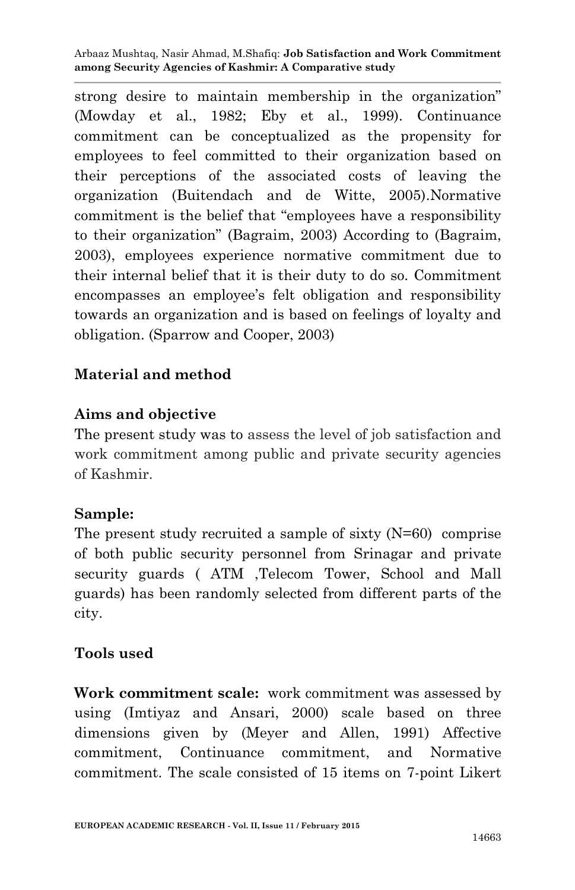strong desire to maintain membership in the organization" (Mowday et al., 1982; Eby et al., 1999). Continuance commitment can be conceptualized as the propensity for employees to feel committed to their organization based on their perceptions of the associated costs of leaving the organization (Buitendach and de Witte, 2005).Normative commitment is the belief that "employees have a responsibility to their organization" (Bagraim, 2003) According to (Bagraim, 2003), employees experience normative commitment due to their internal belief that it is their duty to do so. Commitment encompasses an employee's felt obligation and responsibility towards an organization and is based on feelings of loyalty and obligation. (Sparrow and Cooper, 2003)

## Material and method

### Aims and objective

The present study was to assess the level of job satisfaction and work commitment among public and private security agencies of Kashmir.

### Sample:

The present study recruited a sample of sixty (N=60) comprise of both public security personnel from Srinagar and private security guards ( ATM ,Telecom Tower, School and Mall guards) has been randomly selected from different parts of the city.

### Tools used

**Work commitment scale:** work commitment was assessed by using (Imtiyaz and Ansari, 2000) scale based on three dimensions given by (Meyer and Allen, 1991) Affective commitment, Continuance commitment, and Normative commitment. The scale consisted of 15 items on 7-point Likert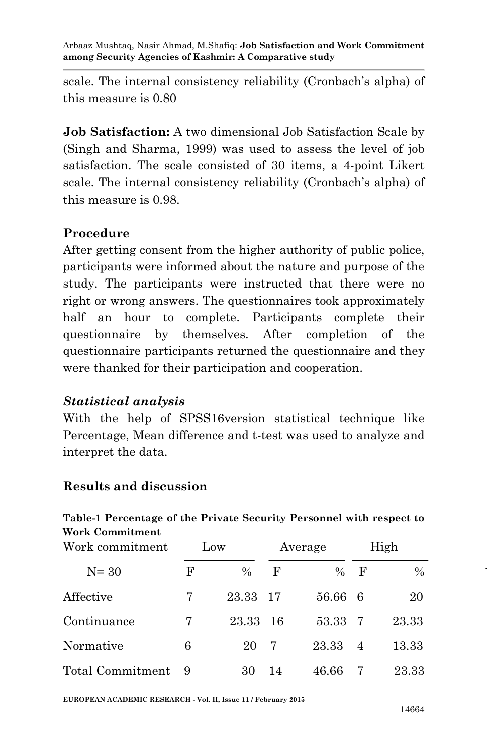scale. The internal consistency reliability (Cronbach's alpha) of this measure is 0.80

**Job Satisfaction:** A two dimensional Job Satisfaction Scale by (Singh and Sharma, 1999) was used to assess the level of job satisfaction. The scale consisted of 30 items, a 4-point Likert scale. The internal consistency reliability (Cronbach's alpha) of this measure is 0.98.

## Procedure

After getting consent from the higher authority of public police, participants were informed about the nature and purpose of the study. The participants were instructed that there were no right or wrong answers. The questionnaires took approximately half an hour to complete. Participants complete their questionnaire by themselves. After completion of the questionnaire participants returned the questionnaire and they were thanked for their participation and cooperation.

### *Statistical analysis*

With the help of SPSS16version statistical technique like Percentage, Mean difference and t-test was used to analyze and interpret the data.

## Results and discussion

**Table-1 Percentage of the Private Security Personnel with respect to Work Commitment**

| Work commitment | Low | | Average | | High | |
|---|---|---|---|---|---|---|
| N= 30 | F | % | F | % | F | % |
| Affective | 7 | 23.33 | 17 | 56.66 | 6 | 20 |
| Continuance | 7 | 23.33 | 16 | 53.33 | 7 | 23.33 |
| Normative | 6 | 20 | 7 | 23.33 | 4 | 13.33 |
| Total Commitment | 9 | 30 | 14 | 46.66 | 7 | 23.33 |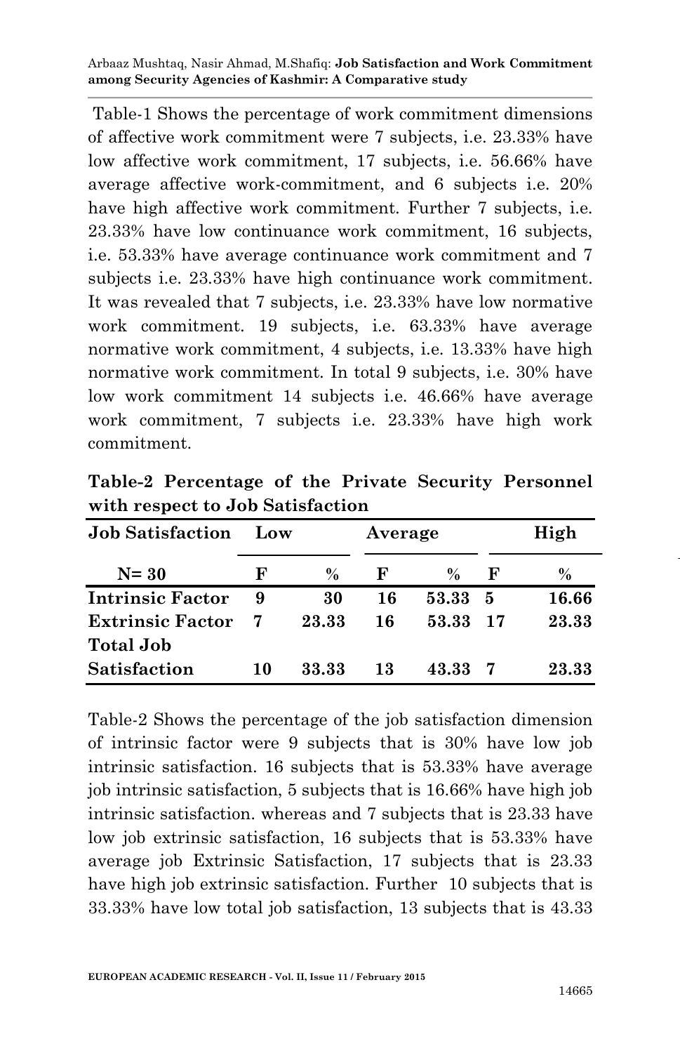Table-1 Shows the percentage of work commitment dimensions of affective work commitment were 7 subjects, i.e. 23.33% have low affective work commitment, 17 subjects, i.e. 56.66% have average affective work-commitment, and 6 subjects i.e. 20% have high affective work commitment. Further 7 subjects, i.e. 23.33% have low continuance work commitment, 16 subjects, i.e. 53.33% have average continuance work commitment and 7 subjects i.e. 23.33% have high continuance work commitment. It was revealed that 7 subjects, i.e. 23.33% have low normative work commitment. 19 subjects, i.e. 63.33% have average normative work commitment, 4 subjects, i.e. 13.33% have high normative work commitment. In total 9 subjects, i.e. 30% have low work commitment 14 subjects i.e. 46.66% have average work commitment, 7 subjects i.e. 23.33% have high work commitment.

**Table-2 Percentage of the Private Security Personnel with respect to Job Satisfaction**

| Job Satisfaction | Low | | Average | | High | |
|---|---|---|---|---|---|---|
| N= 30 | F | % | F | % | F | % |
| Intrinsic Factor | 9 | 30 | 16 | 53.33 | 5 | 16.66 |
| Extrinsic Factor | 7 | 23.33 | 16 | 53.33 | 17 | 23.33 |
| Total Job Satisfaction | 10 | 33.33 | 13 | 43.33 | 7 | 23.33 |

Table-2 Shows the percentage of the job satisfaction dimension of intrinsic factor were 9 subjects that is 30% have low job intrinsic satisfaction. 16 subjects that is 53.33% have average job intrinsic satisfaction, 5 subjects that is 16.66% have high job intrinsic satisfaction. whereas and 7 subjects that is 23.33 have low job extrinsic satisfaction, 16 subjects that is 53.33% have average job Extrinsic Satisfaction, 17 subjects that is 23.33 have high job extrinsic satisfaction. Further 10 subjects that is 33.33% have low total job satisfaction, 13 subjects that is 43.33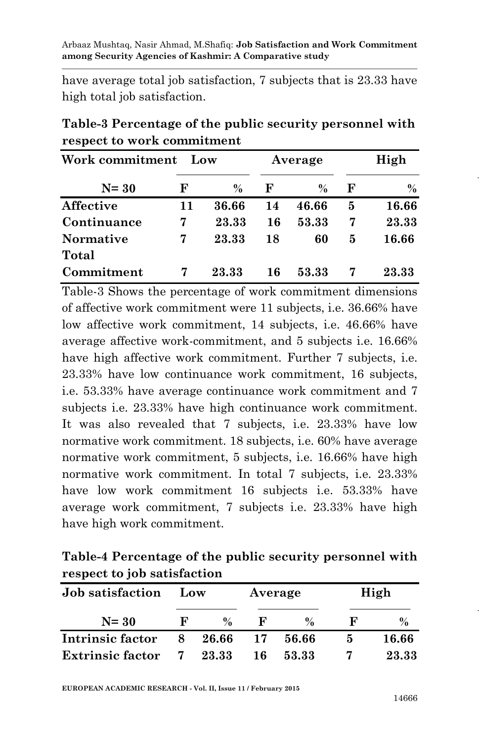have average total job satisfaction, 7 subjects that is 23.33 have high total job satisfaction.

**Table-3 Percentage of the public security personnel with respect to work commitment**

| Work commitment | Low | | Average | | High | |
|---|---|---|---|---|---|---|
| N= 30 | F | % | F | % | F | % |
| **Affective** | **11** | **36.66** | **14** | **46.66** | **5** | **16.66** |
| **Continuance** | **7** | **23.33** | **16** | **53.33** | **7** | **23.33** |
| **Normative** | **7** | **23.33** | **18** | **60** | **5** | **16.66** |
| **Total Commitment** | **7** | **23.33** | **16** | **53.33** | **7** | **23.33** |

Table-3 Shows the percentage of work commitment dimensions of affective work commitment were 11 subjects, i.e. 36.66% have low affective work commitment, 14 subjects, i.e. 46.66% have average affective work-commitment, and 5 subjects i.e. 16.66% have high affective work commitment. Further 7 subjects, i.e. 23.33% have low continuance work commitment, 16 subjects, i.e. 53.33% have average continuance work commitment and 7 subjects i.e. 23.33% have high continuance work commitment. It was also revealed that 7 subjects, i.e. 23.33% have low normative work commitment. 18 subjects, i.e. 60% have average normative work commitment, 5 subjects, i.e. 16.66% have high normative work commitment. In total 7 subjects, i.e. 23.33% have low work commitment 16 subjects i.e. 53.33% have average work commitment, 7 subjects i.e. 23.33% have high have high work commitment.

**Table-4 Percentage of the public security personnel with respect to job satisfaction**

| Job satisfaction | Low | | Average | | High | |
|---|---|---|---|---|---|---|
| N= 30 | F | % | F | % | F | % |
| **Intrinsic factor** | **8** | **26.66** | **17** | **56.66** | **5** | **16.66** |
| **Extrinsic factor** | **7** | **23.33** | **16** | **53.33** | **7** | **23.33** |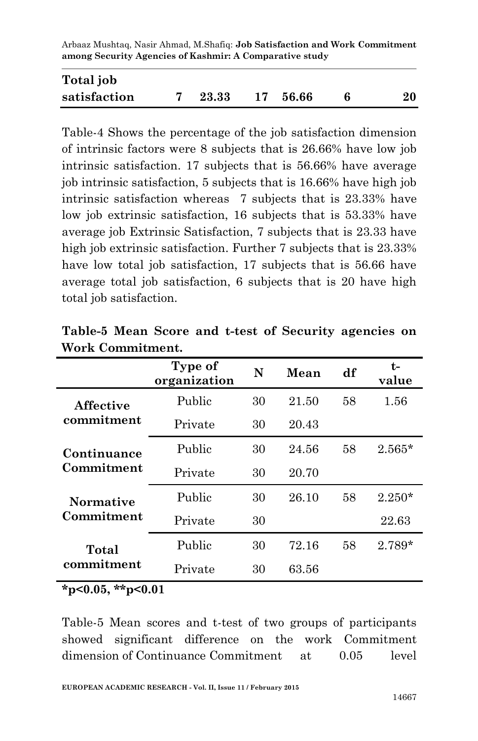| Total job satisfaction | 7 | 23.33 | 17 | 56.66 | 6 | 20 |
|---|---|---|---|---|---|---|

Table-4 Shows the percentage of the job satisfaction dimension of intrinsic factors were 8 subjects that is 26.66% have low job intrinsic satisfaction. 17 subjects that is 56.66% have average job intrinsic satisfaction, 5 subjects that is 16.66% have high job intrinsic satisfaction whereas 7 subjects that is 23.33% have low job extrinsic satisfaction, 16 subjects that is 53.33% have average job Extrinsic Satisfaction, 7 subjects that is 23.33 have high job extrinsic satisfaction. Further 7 subjects that is 23.33% have low total job satisfaction, 17 subjects that is 56.66 have average total job satisfaction, 6 subjects that is 20 have high total job satisfaction.

**Table-5 Mean Score and t-test of Security agencies on Work Commitment.**

| | Type of organization | N | Mean | df | t-value |
|---|---|---|---|---|---|
| **Affective commitment** | Public | 30 | 21.50 | 58 | 1.56 |
| | Private | 30 | 20.43 | | |
| **Continuance Commitment** | Public | 30 | 24.56 | 58 | 2.565* |
| | Private | 30 | 20.70 | | |
| **Normative Commitment** | Public | 30 | 26.10 | 58 | 2.250* |
| | Private | 30 | | | 22.63 |
| **Total commitment** | Public | 30 | 72.16 | 58 | 2.789* |
| | Private | 30 | 63.56 | | |

**\*p<0.05, \*\*p<0.01**

Table-5 Mean scores and t-test of two groups of participants showed significant difference on the work Commitment dimension of Continuance Commitment at 0.05 level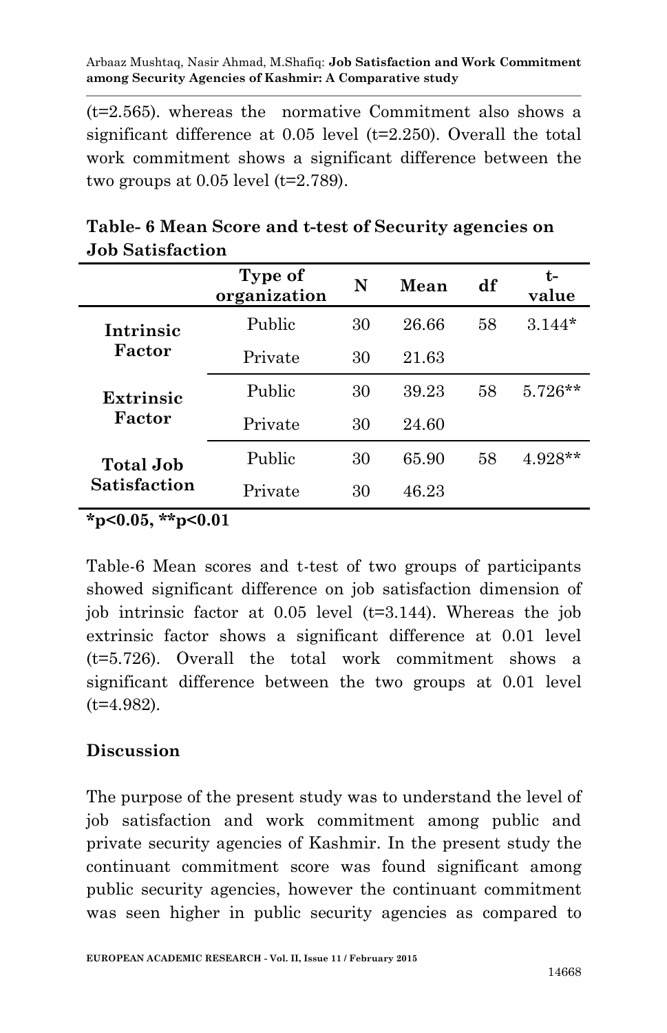(t=2.565). whereas the normative Commitment also shows a significant difference at 0.05 level (t=2.250). Overall the total work commitment shows a significant difference between the two groups at 0.05 level (t=2.789).

**Table- 6 Mean Score and t-test of Security agencies on Job Satisfaction**

| | Type of organization | N | Mean | df | t-value |
|---|---|---|---|---|---|
| **Intrinsic Factor** | Public | 30 | 26.66 | 58 | 3.144* |
| | Private | 30 | 21.63 | | |
| **Extrinsic Factor** | Public | 30 | 39.23 | 58 | 5.726** |
| | Private | 30 | 24.60 | | |
| **Total Job Satisfaction** | Public | 30 | 65.90 | 58 | 4.928** |
| | Private | 30 | 46.23 | | |

**\*p<0.05, \*\*p<0.01**

Table-6 Mean scores and t-test of two groups of participants showed significant difference on job satisfaction dimension of job intrinsic factor at 0.05 level (t=3.144). Whereas the job extrinsic factor shows a significant difference at 0.01 level (t=5.726). Overall the total work commitment shows a significant difference between the two groups at 0.01 level (t=4.982).

## Discussion

The purpose of the present study was to understand the level of job satisfaction and work commitment among public and private security agencies of Kashmir. In the present study the continuant commitment score was found significant among public security agencies, however the continuant commitment was seen higher in public security agencies as compared to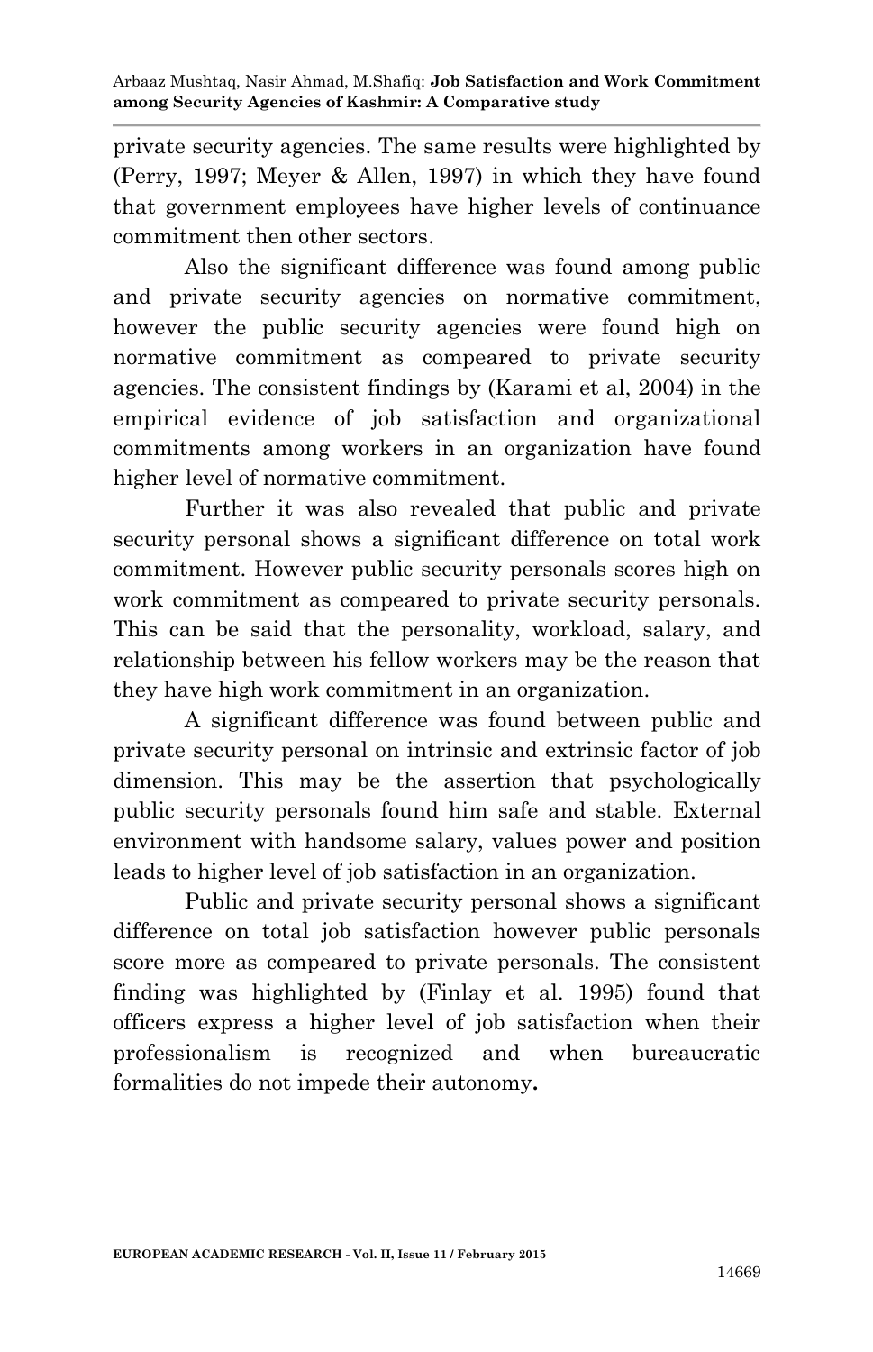private security agencies. The same results were highlighted by (Perry, 1997; Meyer & Allen, 1997) in which they have found that government employees have higher levels of continuance commitment then other sectors.

Also the significant difference was found among public and private security agencies on normative commitment, however the public security agencies were found high on normative commitment as compeared to private security agencies. The consistent findings by (Karami et al, 2004) in the empirical evidence of job satisfaction and organizational commitments among workers in an organization have found higher level of normative commitment.

Further it was also revealed that public and private security personal shows a significant difference on total work commitment. However public security personals scores high on work commitment as compeared to private security personals. This can be said that the personality, workload, salary, and relationship between his fellow workers may be the reason that they have high work commitment in an organization.

A significant difference was found between public and private security personal on intrinsic and extrinsic factor of job dimension. This may be the assertion that psychologically public security personals found him safe and stable. External environment with handsome salary, values power and position leads to higher level of job satisfaction in an organization.

Public and private security personal shows a significant difference on total job satisfaction however public personals score more as compeared to private personals. The consistent finding was highlighted by (Finlay et al. 1995) found that officers express a higher level of job satisfaction when their professionalism is recognized and when bureaucratic formalities do not impede their autonomy**.**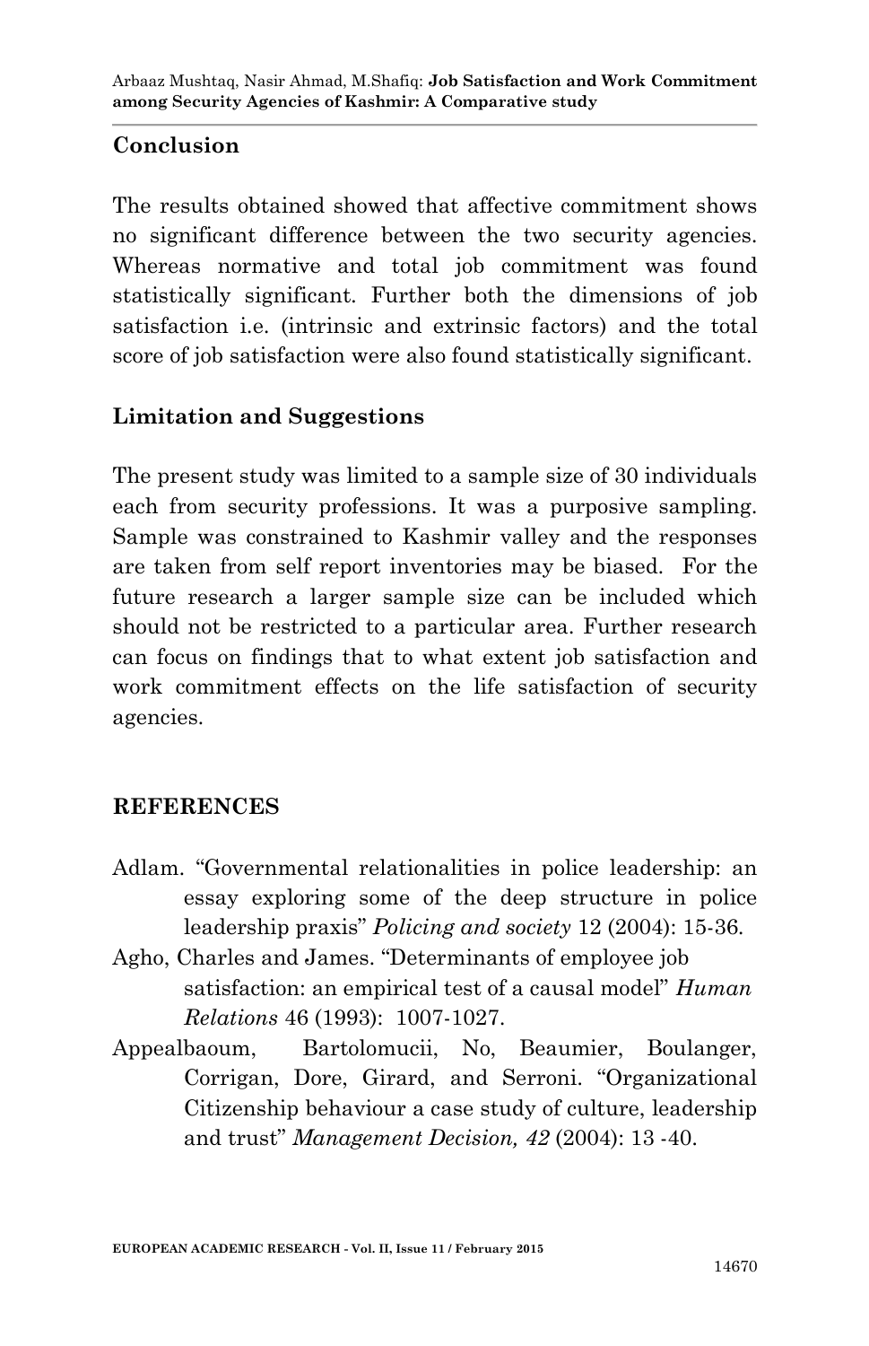## Conclusion

The results obtained showed that affective commitment shows no significant difference between the two security agencies. Whereas normative and total job commitment was found statistically significant. Further both the dimensions of job satisfaction i.e. (intrinsic and extrinsic factors) and the total score of job satisfaction were also found statistically significant.

## Limitation and Suggestions

The present study was limited to a sample size of 30 individuals each from security professions. It was a purposive sampling. Sample was constrained to Kashmir valley and the responses are taken from self report inventories may be biased. For the future research a larger sample size can be included which should not be restricted to a particular area. Further research can focus on findings that to what extent job satisfaction and work commitment effects on the life satisfaction of security agencies.

## REFERENCES

Adlam. "Governmental relationalities in police leadership: an essay exploring some of the deep structure in police leadership praxis" *Policing and society* 12 (2004): 15-36.

Agho, Charles and James. "Determinants of employee job satisfaction: an empirical test of a causal model" *Human Relations* 46 (1993): 1007-1027.

Appealbaoum, Bartolomucii, No, Beaumier, Boulanger, Corrigan, Dore, Girard, and Serroni. "Organizational Citizenship behaviour a case study of culture, leadership and trust" *Management Decision, 42* (2004): 13 -40.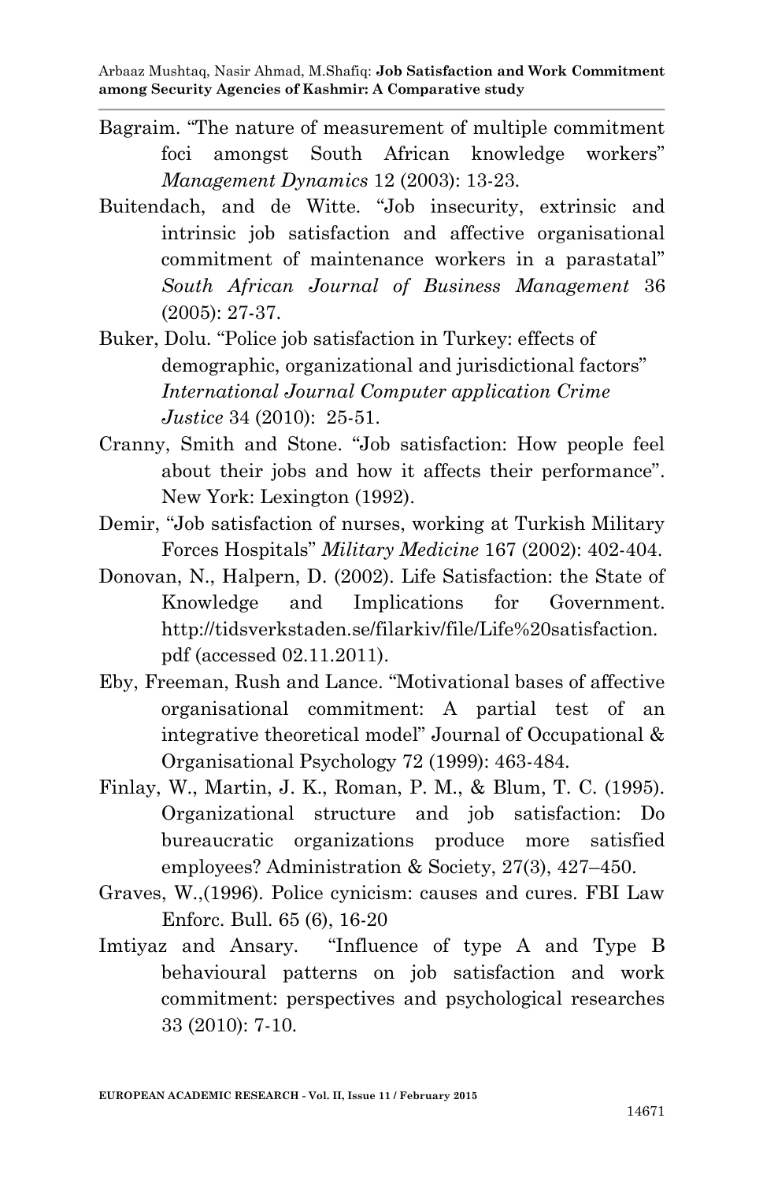Bagraim. "The nature of measurement of multiple commitment foci amongst South African knowledge workers" *Management Dynamics* 12 (2003): 13-23.

Buitendach, and de Witte. "Job insecurity, extrinsic and intrinsic job satisfaction and affective organisational commitment of maintenance workers in a parastatal" *South African Journal of Business Management* 36 (2005): 27-37.

Buker, Dolu. "Police job satisfaction in Turkey: effects of demographic, organizational and jurisdictional factors" *International Journal Computer application Crime Justice* 34 (2010): 25-51.

Cranny, Smith and Stone. "Job satisfaction: How people feel about their jobs and how it affects their performance". New York: Lexington (1992).

Demir, "Job satisfaction of nurses, working at Turkish Military Forces Hospitals" *Military Medicine* 167 (2002): 402-404.

Donovan, N., Halpern, D. (2002). Life Satisfaction: the State of Knowledge and Implications for Government. http://tidsverkstaden.se/filarkiv/file/Life%20satisfaction.pdf (accessed 02.11.2011).

Eby, Freeman, Rush and Lance. "Motivational bases of affective organisational commitment: A partial test of an integrative theoretical model" Journal of Occupational & Organisational Psychology 72 (1999): 463-484.

Finlay, W., Martin, J. K., Roman, P. M., & Blum, T. C. (1995). Organizational structure and job satisfaction: Do bureaucratic organizations produce more satisfied employees? Administration & Society, 27(3), 427–450.

Graves, W.,(1996). Police cynicism: causes and cures. FBI Law Enforc. Bull. 65 (6), 16-20

Imtiyaz and Ansary. "Influence of type A and Type B behavioural patterns on job satisfaction and work commitment: perspectives and psychological researches 33 (2010): 7-10.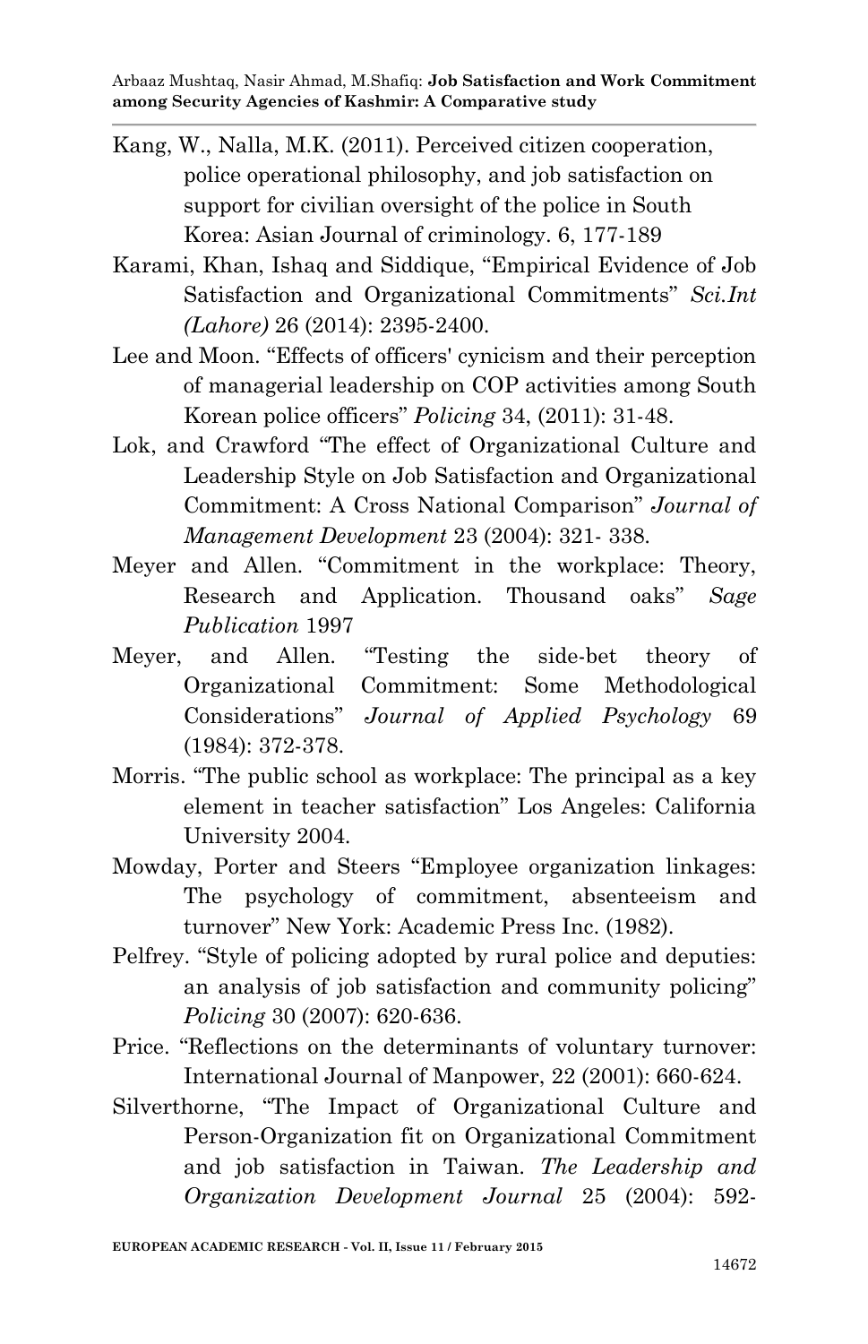Kang, W., Nalla, M.K. (2011). Perceived citizen cooperation, police operational philosophy, and job satisfaction on support for civilian oversight of the police in South Korea: Asian Journal of criminology. 6, 177-189

Karami, Khan, Ishaq and Siddique, "Empirical Evidence of Job Satisfaction and Organizational Commitments" *Sci.Int (Lahore)* 26 (2014): 2395-2400.

Lee and Moon. "Effects of officers' cynicism and their perception of managerial leadership on COP activities among South Korean police officers" *Policing* 34, (2011): 31-48.

Lok, and Crawford "The effect of Organizational Culture and Leadership Style on Job Satisfaction and Organizational Commitment: A Cross National Comparison" *Journal of Management Development* 23 (2004): 321- 338.

Meyer and Allen. "Commitment in the workplace: Theory, Research and Application. Thousand oaks" *Sage Publication* 1997

Meyer, and Allen. "Testing the side-bet theory of Organizational Commitment: Some Methodological Considerations" *Journal of Applied Psychology* 69 (1984): 372-378.

Morris. "The public school as workplace: The principal as a key element in teacher satisfaction" Los Angeles: California University 2004.

Mowday, Porter and Steers "Employee organization linkages: The psychology of commitment, absenteeism and turnover" New York: Academic Press Inc. (1982).

Pelfrey. "Style of policing adopted by rural police and deputies: an analysis of job satisfaction and community policing" *Policing* 30 (2007): 620-636.

Price. "Reflections on the determinants of voluntary turnover: International Journal of Manpower, 22 (2001): 660-624.

Silverthorne, "The Impact of Organizational Culture and Person-Organization fit on Organizational Commitment and job satisfaction in Taiwan. *The Leadership and Organization Development Journal* 25 (2004): 592-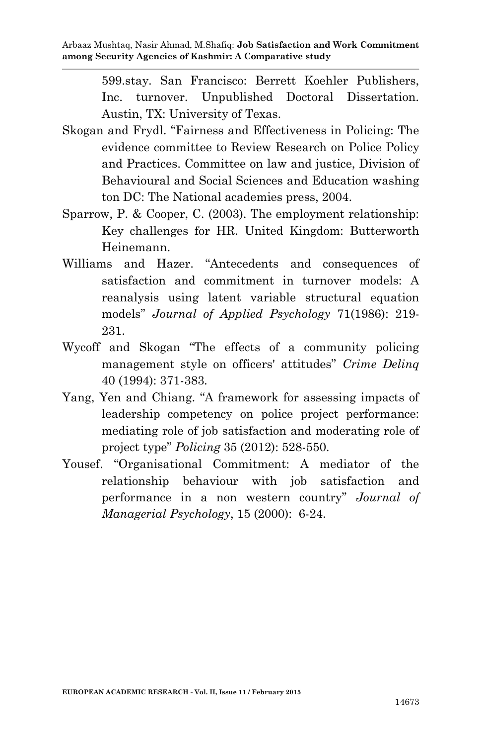599.stay. San Francisco: Berrett Koehler Publishers, Inc. turnover. Unpublished Doctoral Dissertation. Austin, TX: University of Texas.

Skogan and Frydl. "Fairness and Effectiveness in Policing: The evidence committee to Review Research on Police Policy and Practices. Committee on law and justice, Division of Behavioural and Social Sciences and Education washing ton DC: The National academies press, 2004.

Sparrow, P. & Cooper, C. (2003). The employment relationship: Key challenges for HR. United Kingdom: Butterworth Heinemann.

Williams and Hazer. "Antecedents and consequences of satisfaction and commitment in turnover models: A reanalysis using latent variable structural equation models" *Journal of Applied Psychology* 71(1986): 219-231.

Wycoff and Skogan "The effects of a community policing management style on officers' attitudes" *Crime Delinq* 40 (1994): 371-383.

Yang, Yen and Chiang. "A framework for assessing impacts of leadership competency on police project performance: mediating role of job satisfaction and moderating role of project type" *Policing* 35 (2012): 528-550.

Yousef. "Organisational Commitment: A mediator of the relationship behaviour with job satisfaction and performance in a non western country" *Journal of Managerial Psychology*, 15 (2000): 6-24.